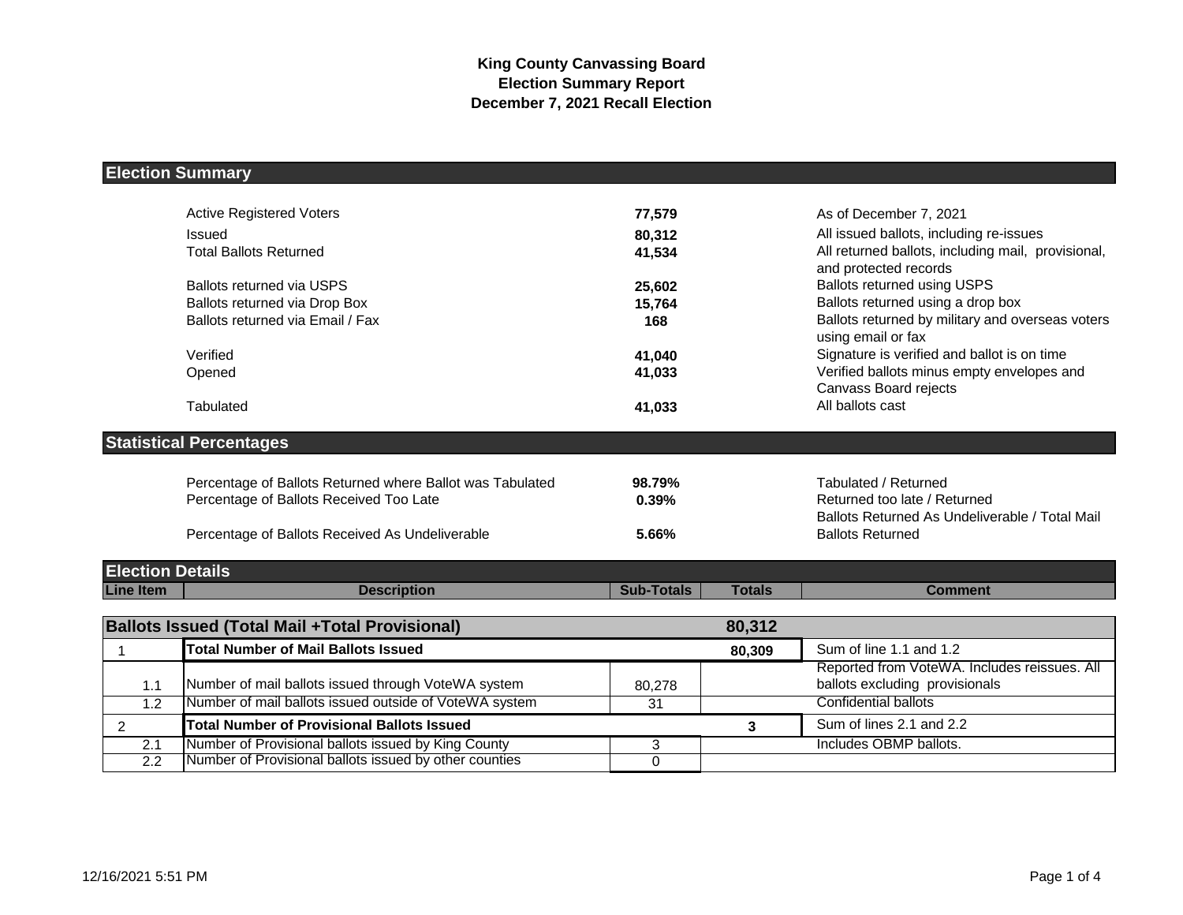# King County Canvassing Board
## Election Summary Report
## December 7, 2021 Recall Election

## Election Summary

| | | |
|---|---|---|
| Active Registered Voters | **77,579** | As of December 7, 2021 |
| Issued | **80,312** | All issued ballots, including re-issues |
| Total Ballots Returned | **41,534** | All returned ballots, including mail, provisional, and protected records |
| Ballots returned via USPS | **25,602** | Ballots returned using USPS |
| Ballots returned via Drop Box | **15,764** | Ballots returned using a drop box |
| Ballots returned via Email / Fax | **168** | Ballots returned by military and overseas voters using email or fax |
| Verified | **41,040** | Signature is verified and ballot is on time |
| Opened | **41,033** | Verified ballots minus empty envelopes and Canvass Board rejects |
| Tabulated | **41,033** | All ballots cast |

## Statistical Percentages

| | | |
|---|---|---|
| Percentage of Ballots Returned where Ballot was Tabulated | **98.79%** | Tabulated / Returned |
| Percentage of Ballots Received Too Late | **0.39%** | Returned too late / Returned |
| Percentage of Ballots Received As Undeliverable | **5.66%** | Ballots Returned As Undeliverable / Total Mail Ballots Returned |

## Election Details

| Line Item | Description | Sub-Totals | Totals | Comment |
|---|---|---|---|---|
| **Ballots Issued (Total Mail +Total Provisional)** | | | **80,312** | |
| 1 | **Total Number of Mail Ballots Issued** | | **80,309** | Sum of line 1.1 and 1.2 |
| 1.1 | Number of mail ballots issued through VoteWA system | 80,278 | | Reported from VoteWA. Includes reissues. All ballots excluding provisionals |
| 1.2 | Number of mail ballots issued outside of VoteWA system | 31 | | Confidential ballots |
| 2 | **Total Number of Provisional Ballots Issued** | | **3** | Sum of lines 2.1 and 2.2 |
| 2.1 | Number of Provisional ballots issued by King County | 3 | | Includes OBMP ballots. |
| 2.2 | Number of Provisional ballots issued by other counties | 0 | | |

12/16/2021 5:51 PM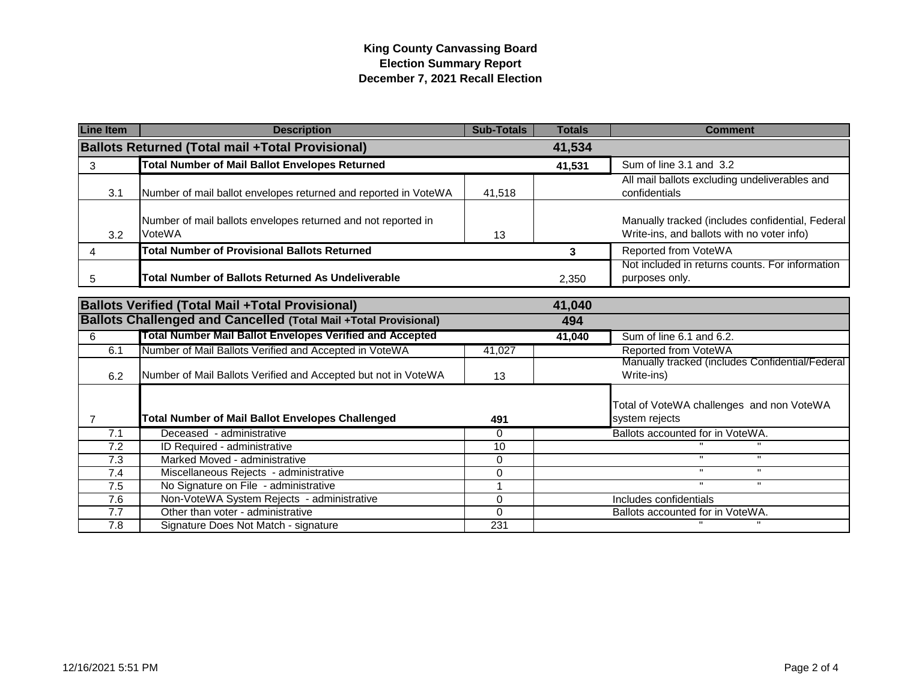# King County Canvassing Board
## Election Summary Report
## December 7, 2021 Recall Election

| Line Item | Description | Sub-Totals | Totals | Comment |
|---|---|---|---|---|
| **Ballots Returned (Total mail +Total Provisional)** | | | **41,534** | |
| 3 | **Total Number of Mail Ballot Envelopes Returned** | | **41,531** | Sum of line 3.1 and 3.2 |
| 3.1 | Number of mail ballot envelopes returned and reported in VoteWA | 41,518 | | All mail ballots excluding undeliverables and confidentials |
| 3.2 | Number of mail ballots envelopes returned and not reported in VoteWA | 13 | | Manually tracked (includes confidential, Federal Write-ins, and ballots with no voter info) |
| 4 | **Total Number of Provisional Ballots Returned** | | **3** | Reported from VoteWA |
| 5 | **Total Number of Ballots Returned As Undeliverable** | | 2,350 | Not included in returns counts. For information purposes only. |

| Line Item | Description | Sub-Totals | Totals | Comment |
|---|---|---|---|---|
| **Ballots Verified (Total Mail +Total Provisional)** | | | **41,040** | |
| **Ballots Challenged and Cancelled (Total Mail +Total Provisional)** | | | **494** | |
| 6 | **Total Number Mail Ballot Envelopes Verified and Accepted** | | **41,040** | Sum of line 6.1 and 6.2. |
| 6.1 | Number of Mail Ballots Verified and Accepted in VoteWA | 41,027 | | Reported from VoteWA |
| 6.2 | Number of Mail Ballots Verified and Accepted but not in VoteWA | 13 | | Manually tracked (includes Confidential/Federal Write-ins) |
| 7 | **Total Number of Mail Ballot Envelopes Challenged** | **491** | | Total of VoteWA challenges and non VoteWA system rejects |
| 7.1 | Deceased - administrative | 0 | | Ballots accounted for in VoteWA. |
| 7.2 | ID Required - administrative | 10 | | " " |
| 7.3 | Marked Moved - administrative | 0 | | " " |
| 7.4 | Miscellaneous Rejects - administrative | 0 | | " " |
| 7.5 | No Signature on File - administrative | 1 | | " " |
| 7.6 | Non-VoteWA System Rejects - administrative | 0 | | Includes confidentials |
| 7.7 | Other than voter - administrative | 0 | | Ballots accounted for in VoteWA. |
| 7.8 | Signature Does Not Match - signature | 231 | | " " |

12/16/2021 5:51 PM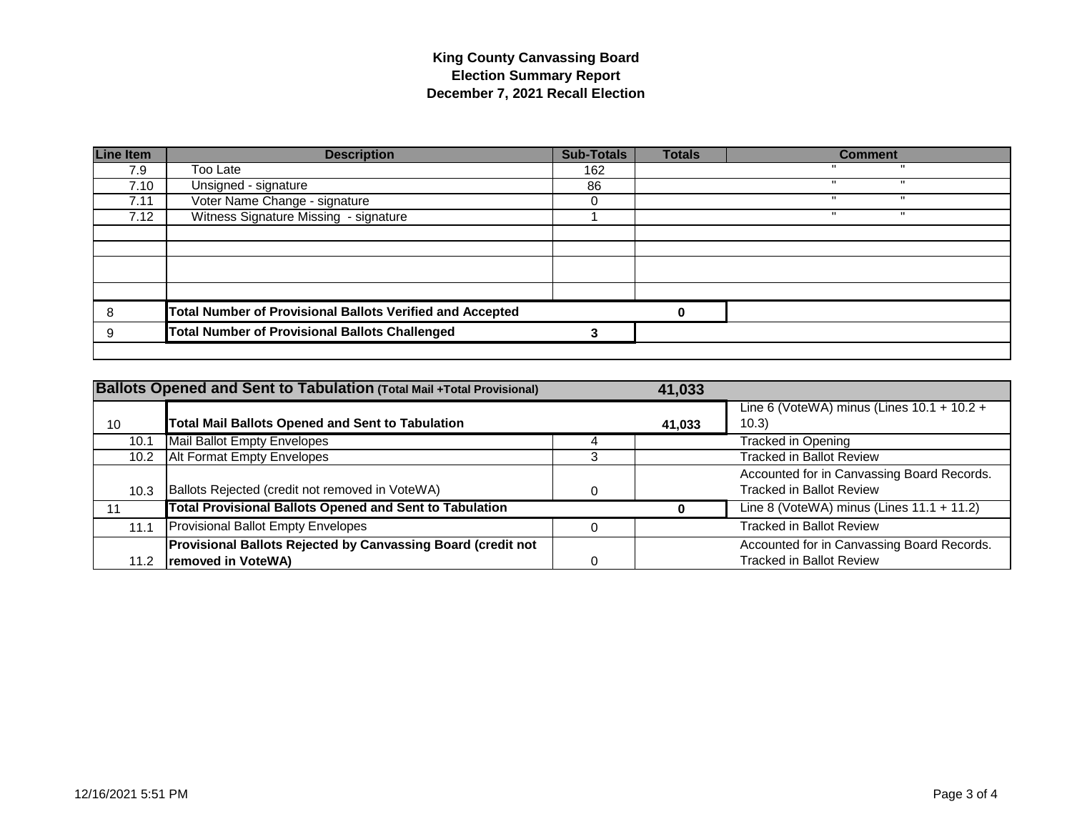**King County Canvassing Board**
**Election Summary Report**
**December 7, 2021 Recall Election**

| Line Item | Description | Sub-Totals | Totals | Comment |
|---|---|---|---|---|
| 7.9 | Too Late | 162 | | " " |
| 7.10 | Unsigned - signature | 86 | | " " |
| 7.11 | Voter Name Change - signature | 0 | | " " |
| 7.12 | Witness Signature Missing - signature | 1 | | " " |
| | | | | |
| | | | | |
| | | | | |
| | | | | |
| 8 | **Total Number of Provisional Ballots Verified and Accepted** | | **0** | |
| 9 | **Total Number of Provisional Ballots Challenged** | **3** | | |

| | **Ballots Opened and Sent to Tabulation** (Total Mail +Total Provisional) | | **41,033** | |
|---|---|---|---|---|
| 10 | **Total Mail Ballots Opened and Sent to Tabulation** | | **41,033** | Line 6 (VoteWA) minus (Lines 10.1 + 10.2 + 10.3) |
| 10.1 | Mail Ballot Empty Envelopes | 4 | | Tracked in Opening |
| 10.2 | Alt Format Empty Envelopes | 3 | | Tracked in Ballot Review |
| 10.3 | Ballots Rejected (credit not removed in VoteWA) | 0 | | Accounted for in Canvassing Board Records. Tracked in Ballot Review |
| 11 | **Total Provisional Ballots Opened and Sent to Tabulation** | | **0** | Line 8 (VoteWA) minus (Lines 11.1 + 11.2) |
| 11.1 | Provisional Ballot Empty Envelopes | 0 | | Tracked in Ballot Review |
| 11.2 | **Provisional Ballots Rejected by Canvassing Board (credit not removed in VoteWA)** | 0 | | Accounted for in Canvassing Board Records. Tracked in Ballot Review |

12/16/2021 5:51 PM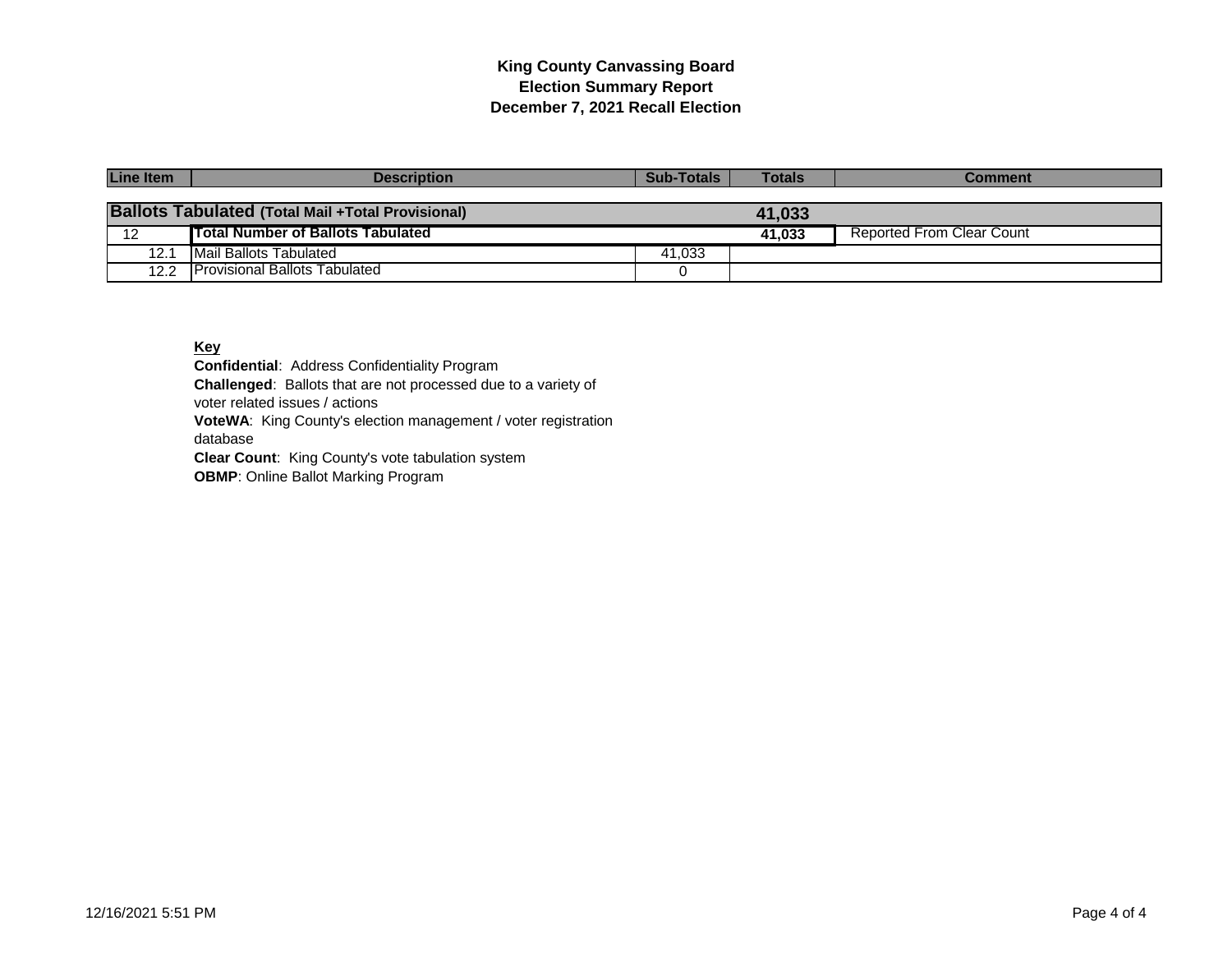**King County Canvassing Board**
**Election Summary Report**
**December 7, 2021 Recall Election**

| Line Item | Description | Sub-Totals | Totals | Comment |
|---|---|---|---|---|
| | **Ballots Tabulated (Total Mail +Total Provisional)** | | **41,033** | |
| 12 | **Total Number of Ballots Tabulated** | | **41,033** | Reported From Clear Count |
| 12.1 | Mail Ballots Tabulated | 41,033 | | |
| 12.2 | Provisional Ballots Tabulated | 0 | | |

**Key**

**Confidential**: Address Confidentiality Program
**Challenged**: Ballots that are not processed due to a variety of voter related issues / actions
**VoteWA**: King County's election management / voter registration database
**Clear Count**: King County's vote tabulation system
**OBMP**: Online Ballot Marking Program

12/16/2021 5:51 PM